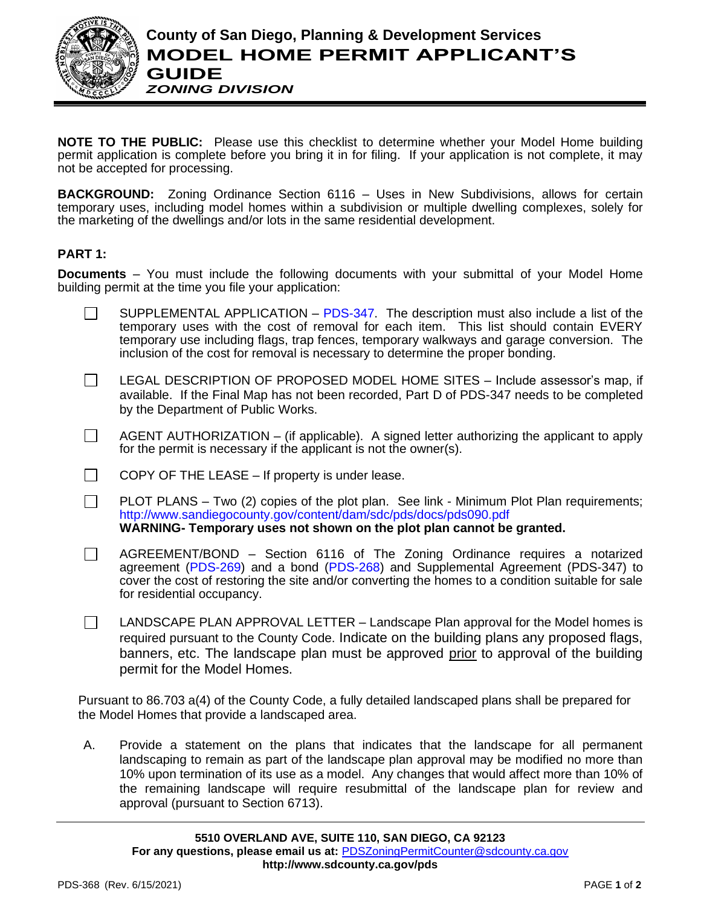# County of San Diego, Planning & Development Services

# MODEL HOME PERMIT APPLICANT'S GUIDE

## *ZONING DIVISION*

**NOTE TO THE PUBLIC:** Please use this checklist to determine whether your Model Home building permit application is complete before you bring it in for filing. If your application is not complete, it may not be accepted for processing.

**BACKGROUND:** Zoning Ordinance Section 6116 – Uses in New Subdivisions, allows for certain temporary uses, including model homes within a subdivision or multiple dwelling complexes, solely for the marketing of the dwellings and/or lots in the same residential development.

### PART 1:

**Documents** – You must include the following documents with your submittal of your Model Home building permit at the time you file your application:

- ☐ SUPPLEMENTAL APPLICATION – PDS-347. The description must also include a list of the temporary uses with the cost of removal for each item. This list should contain EVERY temporary use including flags, trap fences, temporary walkways and garage conversion. The inclusion of the cost for removal is necessary to determine the proper bonding.

- ☐ LEGAL DESCRIPTION OF PROPOSED MODEL HOME SITES – Include assessor's map, if available. If the Final Map has not been recorded, Part D of PDS-347 needs to be completed by the Department of Public Works.

- ☐ AGENT AUTHORIZATION – (if applicable). A signed letter authorizing the applicant to apply for the permit is necessary if the applicant is not the owner(s).

- ☐ COPY OF THE LEASE – If property is under lease.

- ☐ PLOT PLANS – Two (2) copies of the plot plan. See link - Minimum Plot Plan requirements; http://www.sandiegocounty.gov/content/dam/sdc/pds/docs/pds090.pdf
  **WARNING- Temporary uses not shown on the plot plan cannot be granted.**

- ☐ AGREEMENT/BOND – Section 6116 of The Zoning Ordinance requires a notarized agreement (PDS-269) and a bond (PDS-268) and Supplemental Agreement (PDS-347) to cover the cost of restoring the site and/or converting the homes to a condition suitable for sale for residential occupancy.

- ☐ LANDSCAPE PLAN APPROVAL LETTER – Landscape Plan approval for the Model homes is required pursuant to the County Code. Indicate on the building plans any proposed flags, banners, etc. The landscape plan must be approved <u>prior</u> to approval of the building permit for the Model Homes.

Pursuant to 86.703 a(4) of the County Code, a fully detailed landscaped plans shall be prepared for the Model Homes that provide a landscaped area.

A. Provide a statement on the plans that indicates that the landscape for all permanent landscaping to remain as part of the landscape plan approval may be modified no more than 10% upon termination of its use as a model. Any changes that would affect more than 10% of the remaining landscape will require resubmittal of the landscape plan for review and approval (pursuant to Section 6713).

**5510 OVERLAND AVE, SUITE 110, SAN DIEGO, CA 92123**
**For any questions, please email us at:** PDSZoningPermitCounter@sdcounty.ca.gov
**http://www.sdcounty.ca.gov/pds**

PDS-368 (Rev. 6/15/2021)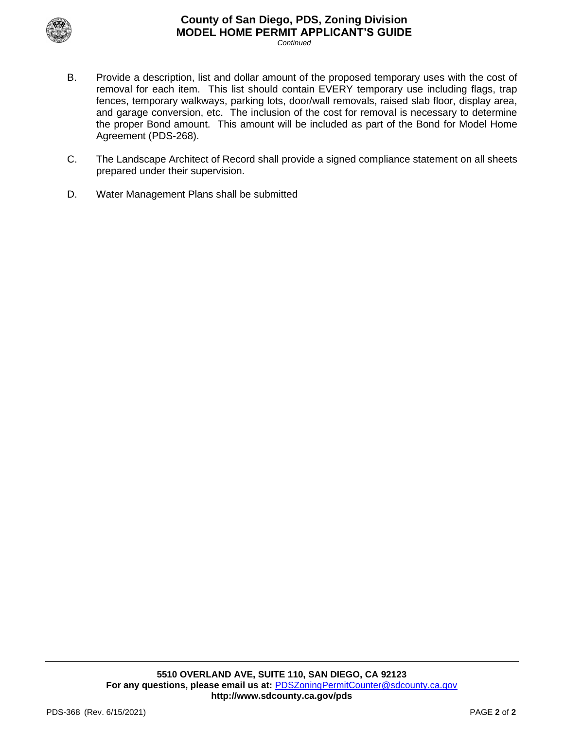B. Provide a description, list and dollar amount of the proposed temporary uses with the cost of removal for each item. This list should contain EVERY temporary use including flags, trap fences, temporary walkways, parking lots, door/wall removals, raised slab floor, display area, and garage conversion, etc. The inclusion of the cost for removal is necessary to determine the proper Bond amount. This amount will be included as part of the Bond for Model Home Agreement (PDS-268).

C. The Landscape Architect of Record shall provide a signed compliance statement on all sheets prepared under their supervision.

D. Water Management Plans shall be submitted

**5510 OVERLAND AVE, SUITE 110, SAN DIEGO, CA 92123**
**For any questions, please email us at:** PDSZoningPermitCounter@sdcounty.ca.gov
**http://www.sdcounty.ca.gov/pds**

PDS-368 (Rev. 6/15/2021)